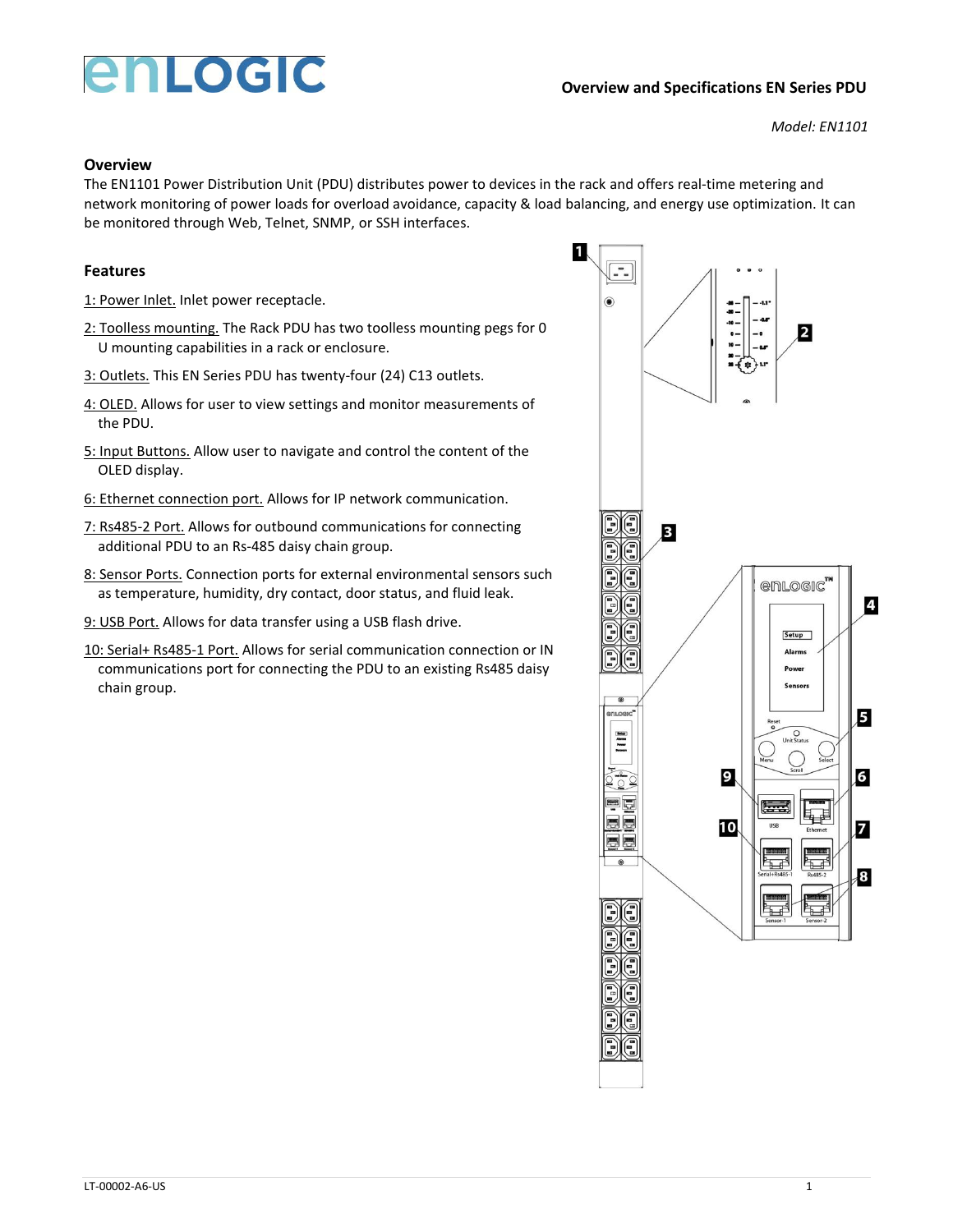# Overview and Specifications EN Series PDU

*Model: EN1101*

## Overview

The EN1101 Power Distribution Unit (PDU) distributes power to devices in the rack and offers real-time metering and network monitoring of power loads for overload avoidance, capacity & load balancing, and energy use optimization. It can be monitored through Web, Telnet, SNMP, or SSH interfaces.

## Features

1: Power Inlet. Inlet power receptacle.

2: Toolless mounting. The Rack PDU has two toolless mounting pegs for 0 U mounting capabilities in a rack or enclosure.

3: Outlets. This EN Series PDU has twenty-four (24) C13 outlets.

4: OLED. Allows for user to view settings and monitor measurements of the PDU.

5: Input Buttons. Allow user to navigate and control the content of the OLED display.

6: Ethernet connection port. Allows for IP network communication.

7: Rs485-2 Port. Allows for outbound communications for connecting additional PDU to an Rs-485 daisy chain group.

8: Sensor Ports. Connection ports for external environmental sensors such as temperature, humidity, dry contact, door status, and fluid leak.

9: USB Port. Allows for data transfer using a USB flash drive.

10: Serial+ Rs485-1 Port. Allows for serial communication connection or IN communications port for connecting the PDU to an existing Rs485 daisy chain group.

LT-00002-A6-US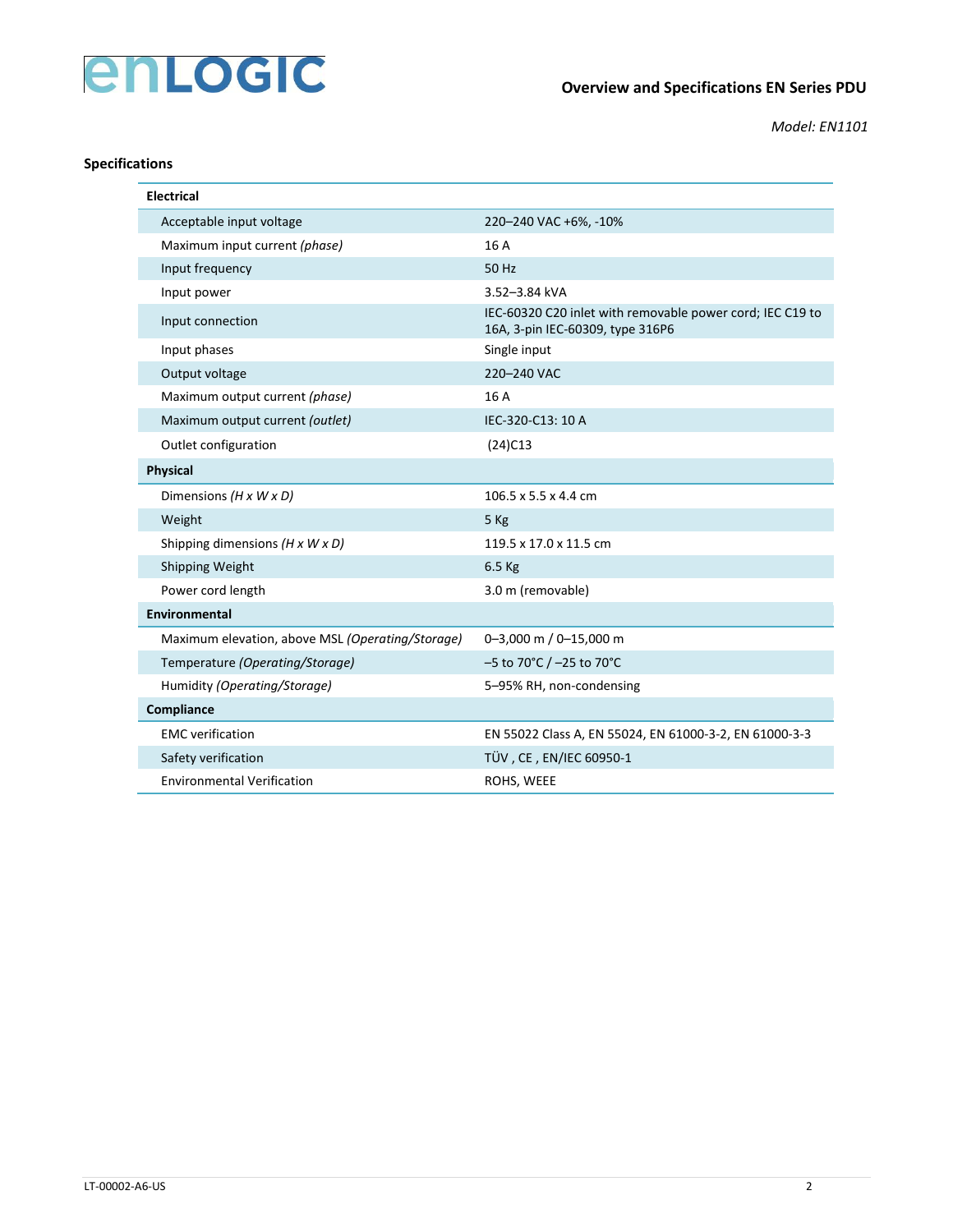Overview and Specifications EN Series PDU

*Model: EN1101*

## Specifications

| | |
|---|---|
| **Electrical** | |
| Acceptable input voltage | 220–240 VAC +6%, -10% |
| Maximum input current *(phase)* | 16 A |
| Input frequency | 50 Hz |
| Input power | 3.52–3.84 kVA |
| Input connection | IEC-60320 C20 inlet with removable power cord; IEC C19 to 16A, 3-pin IEC-60309, type 316P6 |
| Input phases | Single input |
| Output voltage | 220–240 VAC |
| Maximum output current *(phase)* | 16 A |
| Maximum output current *(outlet)* | IEC-320-C13: 10 A |
| Outlet configuration | (24)C13 |
| **Physical** | |
| Dimensions *(H x W x D)* | 106.5 x 5.5 x 4.4 cm |
| Weight | 5 Kg |
| Shipping dimensions *(H x W x D)* | 119.5 x 17.0 x 11.5 cm |
| Shipping Weight | 6.5 Kg |
| Power cord length | 3.0 m (removable) |
| **Environmental** | |
| Maximum elevation, above MSL *(Operating/Storage)* | 0–3,000 m / 0–15,000 m |
| Temperature *(Operating/Storage)* | –5 to 70°C / –25 to 70°C |
| Humidity *(Operating/Storage)* | 5–95% RH, non-condensing |
| **Compliance** | |
| EMC verification | EN 55022 Class A, EN 55024, EN 61000-3-2, EN 61000-3-3 |
| Safety verification | TÜV , CE , EN/IEC 60950-1 |
| Environmental Verification | ROHS, WEEE |

LT-00002-A6-US